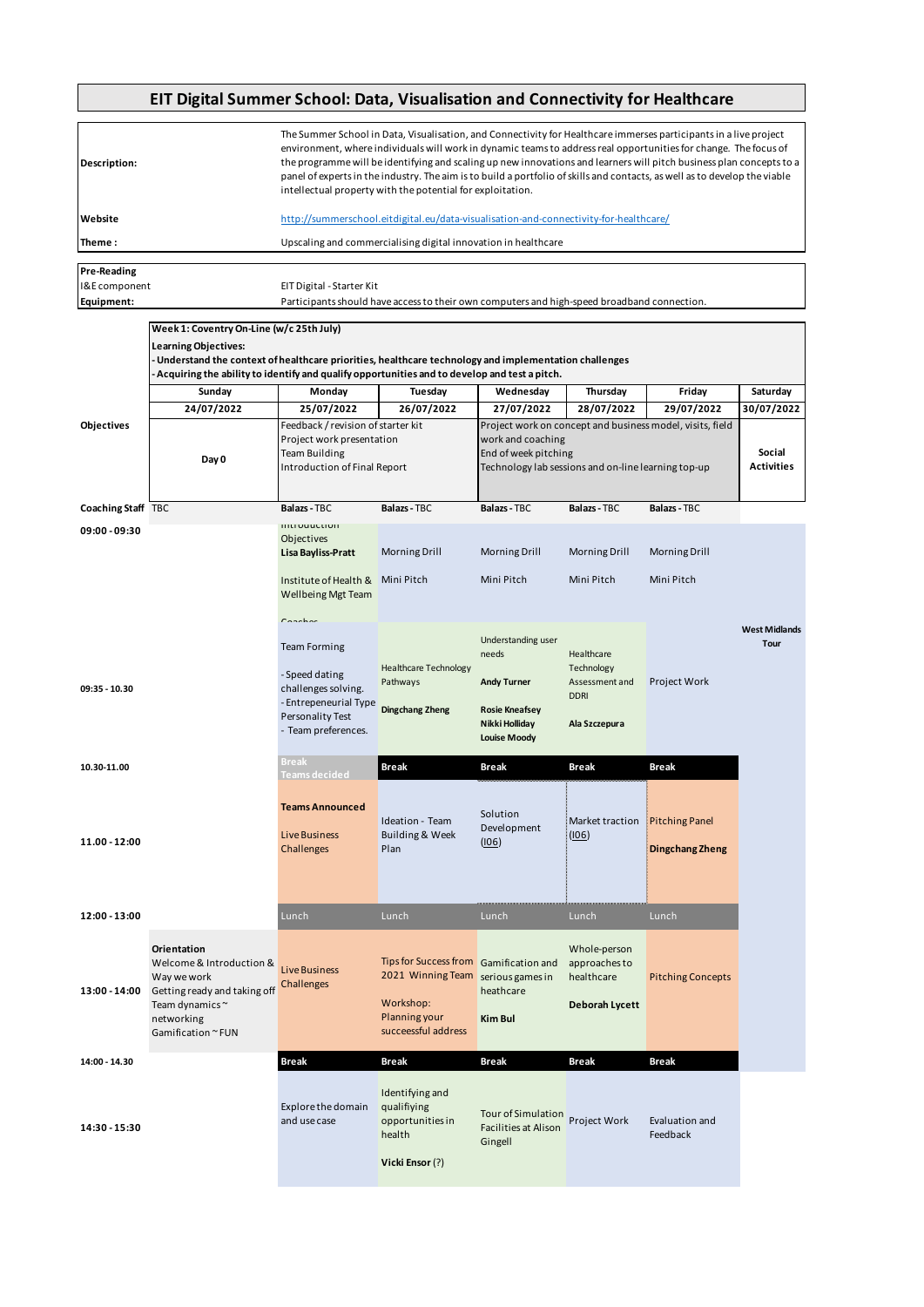# EIT Digital Summer School: Data, Visualisation and Connectivity for Healthcare

| | |
|---|---|
| **Description:** | The Summer School in Data, Visualisation, and Connectivity for Healthcare immerses participants in a live project environment, where individuals will work in dynamic teams to address real opportunities for change. The focus of the programme will be identifying and scaling up new innovations and learners will pitch business plan concepts to a panel of experts in the industry. The aim is to build a portfolio of skills and contacts, as well as to develop the viable intellectual property with the potential for exploitation. |
| **Website** | http://summerschool.eitdigital.eu/data-visualisation-and-connectivity-for-healthcare/ |
| **Theme :** | Upscaling and commercialising digital innovation in healthcare |

| | |
|---|---|
| **Pre-Reading** | |
| I&E component | EIT Digital - Starter Kit |
| **Equipment:** | Participants should have access to their own computers and high-speed broadband connection. |

**Week 1: Coventry On-Line (w/c 25th July)**

**Learning Objectives:**

**- Understand the context of healthcare priorities, healthcare technology and implementation challenges**

**- Acquiring the ability to identify and qualify opportunities and to develop and test a pitch.**

| | Sunday | Monday | Tuesday | Wednesday | Thursday | Friday | Saturday |
|---|---|---|---|---|---|---|---|
| | **24/07/2022** | **25/07/2022** | **26/07/2022** | **27/07/2022** | **28/07/2022** | **29/07/2022** | **30/07/2022** |
| **Objectives** | **Day 0** | Feedback / revision of starter kit<br>Project work presentation<br>Team Building<br>Introduction of Final Report | | Project work on concept and business model, visits, field work and coaching<br>End of week pitching<br>Technology lab sessions and on-line learning top-up | | | **Social Activities** |
| **Coaching Staff** | TBC | **Balazs** - TBC | **Balazs** - TBC | **Balazs** - TBC | **Balazs** - TBC | **Balazs** - TBC | |
| **09:00 - 09:30** | | Introduction<br>Objectives<br>**Lisa Bayliss-Pratt**<br>Institute of Health & Wellbeing Mgt Team<br>Coaches | Morning Drill<br>Mini Pitch | Morning Drill<br>Mini Pitch | Morning Drill<br>Mini Pitch | Morning Drill<br>Mini Pitch | **West Midlands Tour** |
| **09:35 - 10.30** | | Team Forming<br>- Speed dating challenges solving.<br>- Entrepeneurial Type Personality Test<br>- Team preferences. | Healthcare Technology Pathways<br>**Dingchang Zheng** | Understanding user needs<br>**Andy Turner**<br>**Rosie Kneafsey**<br>**Nikki Holliday**<br>**Louise Moody** | Healthcare Technology Assessment and DDRI<br>**Ala Szczepura** | Project Work | |
| **10.30-11.00** | | **Break**<br>**Teams decided** | **Break** | **Break** | **Break** | **Break** | |
| **11.00 - 12:00** | | **Teams Announced**<br>Live Business Challenges | Ideation - Team Building & Week Plan | Solution Development (I06) | Market traction (I06) | Pitching Panel<br>**Dingchang Zheng** | |
| **12:00 - 13:00** | | Lunch | Lunch | Lunch | Lunch | Lunch | |
| **13:00 - 14:00** | **Orientation**<br>Welcome & Introduction & Way we work<br>Getting ready and taking off<br>Team dynamics ~ networking<br>Gamification ~ FUN | Live Business Challenges | Tips for Success from 2021 Winning Team<br>Workshop: Planning your succeessful address | Gamification and serious games in heathcare<br>**Kim Bul** | Whole-person approaches to healthcare<br>**Deborah Lycett** | Pitching Concepts | |
| **14:00 - 14.30** | | **Break** | **Break** | **Break** | **Break** | **Break** | |
| **14:30 - 15:30** | | Explore the domain and use case | Identifying and qualifiying opportunities in health<br>**Vicki Ensor** (?) | Tour of Simulation Facilities at Alison Gingell | Project Work | Evaluation and Feedback | |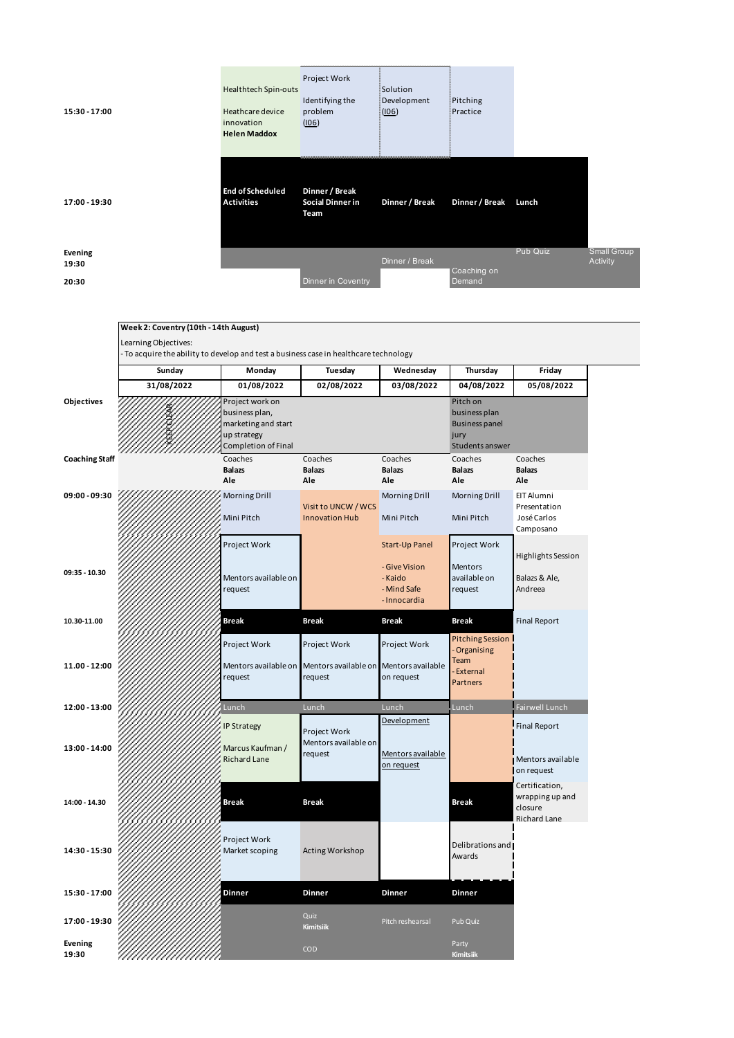| | | | | | | |
|---|---|---|---|---|---|---|
| 15:30 - 17:00 | Healthtech Spin-outs<br><br>Heathcare device innovation<br>**Helen Maddox** | Project Work<br><br>Identifying the problem<br>(I06) | Solution Development<br>(I06) | Pitching Practice | | |
| 17:00 - 19:30 | **End of Scheduled Activities** | **Dinner / Break**<br>**Social Dinner in Team** | **Dinner / Break** | **Dinner / Break** | **Lunch** | |
| Evening<br>19:30<br>20:30 | | Dinner in Coventry | Dinner / Break | Coaching on Demand | Pub Quiz | Small Group Activity |

**Week 2: Coventry (10th - 14th August)**

Learning Objectives:
- To acquire the ability to develop and test a business case in healthcare technology

| | Sunday | Monday | Tuesday | Wednesday | Thursday | Friday |
|---|---|---|---|---|---|---|
| | **31/08/2022** | **01/08/2022** | **02/08/2022** | **03/08/2022** | **04/08/2022** | **05/08/2022** |
| **Objectives** | KEEP CLEAR | Project work on business plan, marketing and start up strategy<br>Completion of Final | | | Pitch on business plan<br>Business panel jury<br>Students answer | |
| **Coaching Staff** | | Coaches<br>**Balazs**<br>**Ale** | Coaches<br>**Balazs**<br>**Ale** | Coaches<br>**Balazs**<br>**Ale** | Coaches<br>**Balazs**<br>**Ale** | Coaches<br>**Balazs**<br>**Ale** |
| **09:00 - 09:30** | | Morning Drill<br><br>Mini Pitch | Visit to UNCW / WCS Innovation Hub | Morning Drill<br><br>Mini Pitch | Morning Drill<br><br>Mini Pitch | EIT Alumni Presentation<br>José Carlos Camposano |
| **09:35 - 10.30** | | Project Work<br><br>Mentors available on request | | Start-Up Panel<br><br>- Give Vision<br>- Kaido<br>- Mind Safe<br>- Innocardia | Project Work<br><br>Mentors available on request | Highlights Session<br><br>Balazs & Ale, Andreea |
| **10.30-11.00** | | **Break** | **Break** | **Break** | **Break** | Final Report |
| **11.00 - 12:00** | | Project Work<br><br>Mentors available on request | Project Work<br><br>Mentors available on request | Project Work<br><br>Mentors available on request | Pitching Session<br>- Organising Team<br>- External Partners | |
| **12:00 - 13:00** | | Lunch | Lunch | Lunch | Lunch | Fairwell Lunch |
| **13:00 - 14:00** | | IP Strategy<br><br>Marcus Kaufman / Richard Lane | Project Work<br>Mentors available on request | Development<br><br>Mentors available on request | | Final Report<br><br>Mentors available on request |
| **14:00 - 14.30** | | **Break** | **Break** | | **Break** | Certification, wrapping up and closure<br>Richard Lane |
| **14:30 - 15:30** | | Project Work<br>Market scoping | Acting Workshop | | Delibrations and Awards | |
| **15:30 - 17:00** | | **Dinner** | **Dinner** | **Dinner** | **Dinner** | |
| **17:00 - 19:30** | | | Quiz<br>**Kimitsiik** | Pitch reshearsal | Pub Quiz | |
| **Evening 19:30** | | | COD | | Party<br>**Kimitsiik** | |